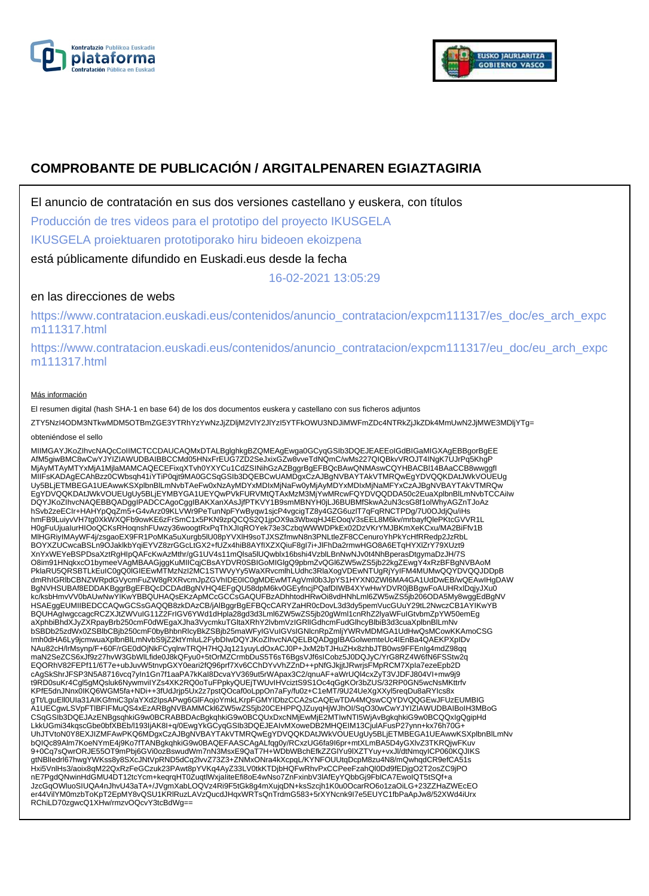# COMPROBANTE DE PUBLICACIÓN / ARGITALPENAREN EGIAZTAGIRIA

El anuncio de contratación en sus dos versiones castellano y euskera, con títulos

Producción de tres videos para el prototipo del proyecto IKUSGELA

IKUSGELA proiektuaren prototiporako hiru bideoen ekoizpena

está públicamente difundido en Euskadi.eus desde la fecha

16-02-2021 13:05:29

en las direcciones de webs

https://www.contratacion.euskadi.eus/contenidos/anuncio_contratacion/expcm111317/es_doc/es_arch_expcm111317.html

https://www.contratacion.euskadi.eus/contenidos/anuncio_contratacion/expcm111317/eu_doc/eu_arch_expcm111317.html

Más información

El resumen digital (hash SHA-1 en base 64) de los dos documentos euskera y castellano con sus ficheros adjuntos

ZTY5NzI4ODM3NTkwMDM5OTBmZGE3YTRhYzYwNzJjZDljM2VlY2JlYzI5YTFkOWU3NDJiMWFmZDc4NTRkZjJkZDk4MmUwN2JjMWE3MDljYTg=

obteniéndose el sello

MIIMGAYJKoZIhvcNAQcCoIIMCTCCDAUCAQMxDTALBglghkgBZQMEAgEwga0GCyqGSIb3DQEJEAEEoIGdBIGaMIGXAgEBBgorBgEE
AfM5giwBMC8wCwYJYIZIAWUDBAIBBCCMd05HNxFrEUG7ZD2SeJxixGZw8vveTdNQmC/wMs227QIQBkvVROJT4INgK7UJrPq5KhgP
MjAyMTAyMTYxMjA1MjlaMAMCAQECEFixqXTvh0YXYCu1CdZSINihGzAZBggrBgEFBQcBAwQNMAswCQYHBACBl14BAaCCB8wwggfI
MIIFsKADAgECAhBzz0CWbsqh41iYTiP0qjt9MA0GCSqGSIb3DQEBCwUAMDgxCzAJBgNVBAYTAkVTMRQwEgYDVQQKDAtJWkVOUEUg
Uy5BLjETMBEGA1UEAwwKSXplbnBlLmNvbTAeFw0xNzAyMDYxMDIxMjNaFw0yMjAyMDYxMDIxMjNaMFYxCzAJBgNVBAYTAkVTMRQw
EgYDVQQKDAtJWkVOUEUgUy5BLjEYMBYGA1UEYQwPVkFURVMtQTAxMzM3MjYwMRcwFQYDVQQDDA50c2EuaXplbnBlLmNvbTCCAiIw
DQYJKoZIhvcNAQEBBQADggIPADCCAgoCggIBAKXanXAsJjfPTKVY1B9smMBNYH0jLJ6BUBMfSkwA2uN3csG8f1olWhyAGZnTJoAz
hSvb2zeECIr+HAHYpQqZm5+G4vArz09KLVWr9PeTunNpFYwByqw1sjcP4vgcigTZ8y4GZG6uzlT7qFqRNCTPDg/7U0OJdjQu/iHs
hmFB9LuiyvVH7tg0XkWXQFb9owKE6zFrSmC1x5PKN9zpQCQS2Q1jpOX9a3WbxqHJ4EOoqV3sEEL8M6kv/mrbayfQlePKtcGVVR1L
H0gFuUjualurHIOoQCKsRHoqnshFUwzy36woogtRxPqThXJlqROYek73e3CzbqWWWDPkEx02DzVKrYMJBKmXeKCxu/MA2BiFfv1B
MIHGRiyIMAyWF4j/zsgaoEX9FR1PoMKa5uXurgb5lU08pYVXlH9soTJXSZfmwN8n3PNLtleZF8CCenuroYhPkYcHfRRedp2JzRbL
BOYXZUCwcaBSLn9OJaklkbYqiEYVZ8zrGGcLtGX2+fUZx4hiB8AYfIXZXQiuF8gI7i+JlFhDa2rmwHGO8A6ETqHYXlZrY79XUzt9
XnYxWEYeBSPDsaXztRgHIpQAFcKwAzMthr/gG1UV4s11mQlsa5lUQwblx16bshi4VzblLBnNwNJv0t4NhBperasDtgymaDzJH/7S
O8im91HNqkxcO1bymeeVAgMBAAGjggKuMIICqjCBsAYDVR0SBIGoMIGlgQ9pbmZvQGl6ZW5wZS5jb22kgZEwgY4xRzBFBgNVBAoM
PklaRU5QRSBTLkEuIC0gQ0lGIEEwMTMzNzI2MC1STWVyYy5WaXRvcmlhLUdhc3RlaXogVDEwNTUgRjYyIFM4MUMwQQYDVQQJDDpB
dmRhIGRlbCBNZWRpdGVycmFuZW8gRXRvcmJpZGVhIDE0IC0gMDEwMTAgVml0b3JpYS1HYXN0ZWl6MA4GA1UdDwEB/wQEAwIHgDAW
BgNVHSUBAf8EDDAKBggrBgEFBQcDCDAdBgNVHQ4EFgQU58dpM6kv0GEyfncjPQafDIWB4XYwHwYDVR0jBBgwFoAUHRxlDqjyJXu0
kc/ksbHmvVV0bAUwNwYIKwYBBQUHAQsEKzApMCcGCCsGAQUFBzADhhtodHRwOi8vdHNhLml6ZW5wZS5jb206ODA5My8wggEdBgNV
HSAEggEUMIIBEDCCAQwGCSsGAQQB8zkDAzCB/jAlBggrBgEFBQcCARYZaHR0cDovL3d3dy5pemVucGUuY29tL2NwczCB1AYIKwYB
BQUHAgIwgccagcRCZXJtZWVuIG11Z2FrIGV6YWd1dHpla28gd3d3Lml6ZW5wZS5jb20gWml1cnRhZ2lyaWFuIGtvbmZpYW50emEg
aXphbiBhdXJyZXRpayBrb250cmF0dWEgaXJha3VycmkuTGltaXRhY2lvbmVzIGRlIGdhcmFudGlhcyBlbiB3d3cuaXplbnBlLmNv
bSBDb25zdWx0ZSBlbCBjb250cmF0byBhbnRlcyBkZSBjb25maWFyIGVuIGVsIGNlcnRpZmljYWRvMDMGA1UdHwQsMCowKKAmoCSG
Imh0dHA6Ly9jcmwuaXplbnBlLmNvbS9jZ2ktYmluL2FybDIwDQYJKoZIhvcNAQELBQADggIBAGolwemteUc4lEnBa4QAEKPXpIDv
NAu82cH/lrMsynp/F+60F/rGE0dOjNkFCyqlrwTRQH7HQJq121yuyLdOxACJ0P+JxM2bTJHuZHx8zhbJTB0ws9FFEnlg4mdZ98qq
maN2SeZCS6xJf9z27hvW3GbWlLfide0J8kQFyu0+5tOrMZCrmbDuS5T6sT6BgsVJf6sICobz5J0DQJyC/YrG8RZ4W6fN6FSStw2q
EQORhV82FEPf11/6T7e+ubJuvW5tnvpGXY0eari2fQ96prf7Xv6CChDYvVhZZnD++pNfGJkjjtJRwrjsFMpRCM7Xpla7ezeEpb2D
cAgSkShrJFSP3N5A8716vcq7yIn1Gn7f1aaPA7kKal8DcvaYV369ut5rWApax3C2/qnuAF+aWrUQl4cxZyT3VJDFJ804VI+mw9j9
t9RD0suKr4Cgl5gMQsluk6NywmviIYZs4XK2RQ0oTuFPpkyQUEjTWUvIHVciztS9S1Oc4qGgKOr3bZUS/32RP0GN5wcNsMKttrfv
KPfE5dnJNnx0IKQ6WGM5fa+NDi++3fUdJrjp5Ux2z7pstQOcaf0oLppOn7aFy/fu0z+C1eMT/9U24UeXgXXyl5reqDu8aRYIcs8x
gTt/LguEll0Ula31AIKGfmiC3p/aYXd2IpsAPwg6GlFAojoYmkLKrpFGMYIDbzCCA2sCAQEwTDA4MQswCQYDVQQGEwJFUzEUMBIG
A1UECgwLSVpFTlBFIFMuQS4xEzARBgNVBAMMCkl6ZW5wZS5jb20CEHPPQJZuyqHjWJhOI/SqO30wCwYJYIZIAWUDBAIBoIH3MBoG
CSqGSIb3DQEJAzENBgsqhkiG9w0BCRABBDAcBgkqhkiG9w0BCQUxDxcNMjEwMjE2MTIwNTI5WjAvBgkqhkiG9w0BCQQxIgQgipHd
LkkUGmi34kqscGbe0bfXBEb/l193IjAK8l+q/0EwgYkGCyqGSIb3DQEJEAIvMXoweDB2MHQEIM13CjulAFusP27ynn+kx76h70G+
UhJTVtoN0Y8EXJIZMFAwPKQ6MDgxCzAJBgNVBAYTAkVTMRQwEgYDVQQKDAtJWkVOUEUgUy5BLjETMBEGA1UEAwwKSXplbnBlLmNv
bQIQc89Alm7KoeNYmE4j9Ko7fTANBgkqhkiG9w0BAQEFAASCAgALfqg0y/RCxzUG6fa9I6pr+mtXLmBA5D4yGXlvZ3TKRQjwFKuv
9+0Cq7sQwrORJE55OT9mPbj6GVi0ozBswudWm7nN3MsxE9QaT7H+WDbWBchEfkZZGlYu9lXZTYuy+vxJl/dtNmqyICP060KQJIKS
gtNBlIedrl67hwgYWKss8y8SXcJNtVpRND5dCq2lvvZ73Z3+ZNMxONra4kXcpqL/KYNFOUUtqDcpM8zu4N8/mQwhqdCR9efCA51s
Hxi5VnlHs3/aoix8qM22QxRzFeGCzuk23PAwt8pYVKq4AyZ33LV0tkKTDjbHQFwRhvPxCCPeeFzahQl0Dd9fEDjgO2T2osZC9jPO
nE7PgdQNwinHdGMU4DT12tcYcm+keqrqHT0ZuqtlWxjaliteEfi8oE4wNso7ZnFxinbV3lAfEyYQbbGj9FblCA7EwolQT5tSQf+a
JzcGqOWluoSIUQA4nJhvU43aTA+/JVgmXabLOQVz4Ri9F5tGk8g4mXujqDN+ksSzcjh1K0u0OcarRO6o1zaOiLG+23ZZHaZWEcEO
er44VilYM0mzbToKpT2EpMY8vQSU1KRlRuzLAVzQucdJHqxWRTsQnTrdmG583+5rXYNcnk9I7e5EUYC1fbPaApJw8/52XWd4iUrx
RChiLD70zgwcQ1XHw/rmzvOQcvY3tcBdWg==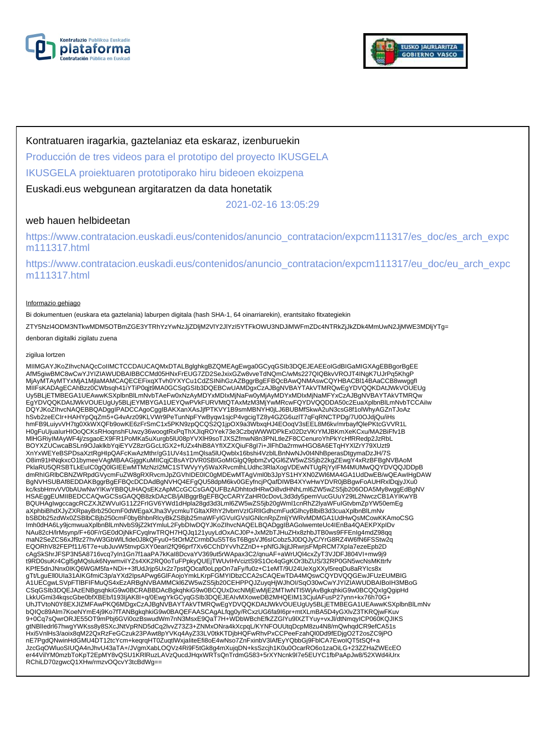Kontratuaren iragarkia, gaztelaniaz eta eskaraz, izenburuekin

Producción de tres videos para el prototipo del proyecto IKUSGELA

IKUSGELA proiektuaren prototiporako hiru bideoen ekoizpena

Euskadi.eus webgunean argitaratzen da data honetatik

2021-02-16 13:05:29

web hauen helbideetan

https://www.contratacion.euskadi.eus/contenidos/anuncio_contratacion/expcm111317/es_doc/es_arch_expcm111317.html

https://www.contratacion.euskadi.eus/contenidos/anuncio_contratacion/expcm111317/eu_doc/eu_arch_expcm111317.html

Informazio gehiago

Bi dokumentuen (euskara eta gaztelania) laburpen digitala (hash SHA-1, 64 oinarriarekin), erantsitako fitxategiekin

ZTY5NzI4ODM3NTkwMDM5OTBmZGE3YTRhYzYwNzJjZDljM2VlY2JlYzI5YTFkOWU3NDJiMWFmZDc4NTRkZjJkZDk4MmUwN2JjMWE3MDljYTg=

denboran digitalki zigilatu zuena

zigilua lortzen

MIIMGAYJKoZIhvcNAQcCoIIMCTCCDAUCAQMxDTALBglghkgBZQMEAgEwga0GCyqGSIb3DQEJEAEEoIGdBIGaMIGXAgEBBgorBgEE
AfM5giwBMC8wCwYJYIZIAWUDBAIBBCCMd05HNxFrEUG7ZD2SeJxixGZw8vveTdNQmC/wMs227QIQBkvVROJT4INgK7UJrPq5KhgP
MjAyMTAyMTYxMjA1MjlaMAMCAQECEFixqXTvh0YXYCu1CdZSINihGzAZBggrBgEFBQcBAwQNMAswCQYHBACBl14BAaCCB8wwggfl
MIIFsKADAgECAhBzz0CWbsqh41iYTiP0qjt9MA0GCSqGSIb3DQEBCwUAMDgxCzAJBgNVBAYTAkVTMRQwEgYDVQQKDAtJWkVOUEUg
Uy5BLjETMBEGA1UEAwwKSXplbnBlLmNvbTAeFw0xNzAyMDYxMDIxMjNaFw0yMjAyMDYxMDIxMjNaMFYxCzAJBgNVBAYTAkVTMRQw
EgYDVQQKDAtJWkVOUEUgUy5BLjEYMBYGA1UEYQwPVkFURVMtQTAxMzM3MjYwMRcwFQYDVQQDDA50c2EuaXplbnBlLmNvbTCCAilw
DQYJKoZIhvcNAQEBBQADggIPADCCAgoCggIBAKXanXAsJjfPTKVY1B9smMBNYH0jLJ6BUBMfSkwA2uN3csG8f1olWhyAGZnTJoAz
hSvb2zeECIr+HAHYpQqZm5+G4vArz09KLVWr9PeTunNpFYwByqw1sjcP4vgcigTZ8y4GZG6uzlT7qFqRNCTPDg/7U0OJdjQu/iHs
hmFB9LuiyvVH7tg0XkWXQFb9owKE6zFrSmC1x5PKN9zpQCQS2Q1jpOX9a3WbxqHJ4EOoqV3sEEL8M6kv/mrbayfQlePKtcGVVR1L
H0gFuUjualurHIOoQCKsRHoqnshFUwzy36woogtRxPqThXJlqROYek73e3CzbqWWWDPkEx02DzVKrYMJBKmXeKCxu/MA2BiFfv1B
MIHGRiyIMAyWF4j/zsgaoEX9FR1PoMKa5uXurgb5lU08pYVXlH9soTJXSZfmwN8n3PNLtleZF8CCenuroYhPkYcHfRRedp2JzRbL
BOYXZUCwcaBSLn9OJaklkbYqiEYVZ8zrGGcLtGX2+fUZx4hiB8AYflXZXQiuF8gl7i+JlFhDa2rmwHGO8A6ETqHYXlZrY79XUzt9
XnYxWEYeBSPDsaXztRgHIpQAFcKwAzMthr/gG1UV4s11mQlsa5lUQwblx16bshi4VzblLBnNwNJv0t4NhBperasDtgymaDzJH/7S
O8im91HNqkxcO1bymeeVAgMBAAGjggKuMIICqjCBsAYDVR0SBIGoMIGlgQ9pbmZvQGl6ZW5wZS5jb22kgZEwgY4xRzBFBgNVBAoM
PklaRU5QRSBTLkEuIC0gQ0lGIEEwMTMzNzI2MC1STWVyYy5WaXRvcmlhLUdhc3RlaXogVDEwNTUgRjYyIFM4MUMwQQYDVQQJDDpB
dmRhIGRlbCBNZWRpdGVycmFuZW8gRXRvcmJpZGVhIDE0IC0gMDEwMTAgVml0b3JpYS1HYXN0ZWl6MA4GA1UdDwEB/wQEAwIHgDAW
BgNVHSUBAf8EDDAKBggrBgEFBQcDCDAdBgNVHQ4EFgQU58dpM6kv0GEyfncjPQafDIWB4XYwHwYDVR0jBBgwFoAUHRxlDqjyJXu0
kc/ksbHmvVV0bAUwNwYIKwYBBQUHAQsEKzApMCcGCCsGAQUFBzADhhtodHRwOi8vdHNhLml6ZW5wZS5jb206ODA5My8wggEdBgNV
HSAEggEUMIIBEDCCAQwGCSsGAQQB8zkDAzCB/jAlBggrBgEFBQcCARYZaHR0cDovL3d3dy5pemVucGUuY29tL2NwczCB1AYIKwYB
BQUHAgIwgccagcRCZXJtZWVuIG11Z2FrIGV6YWd1dHpla28gd3d3Lml6ZW5wZS5jb20gWml1cnRhZ2lyaWFuIGtvbmZpYW50emEg
aXphbiBhdXJyZXRpayBrb250cmF0dWEgaXJha3VycmkuTGltaXRhY2lvbmVzIGRlIGdhcmFudGlhcyBlbiB3d3cuaXplbnBlLmNv
bSBDb25zdWx0ZSBlbCBjb250cmF0byBhbnRlcyBkZSBjb25maWFyIGVuIGVsIGNlcnRpZmljYWRvMDMGA1UdHwQsMCowKKAmoCSG
Imh0dHA6Ly9jcmwuaXplbnBlLmNvbS9jZ2ktYmluL2FybDIwDQYJKoZIhvcNAQELBQADggIBAGolwemteUc4lEnBa4QAEKPXplDv
NAu82cH/lrMsynp/F+60F/rGE0dOjNkFCyqlrwTRQH7HQJq121yuyLdOxACJ0P+JxM2bTJHuZHx8zhbJTB0ws9FFEnlg4mdZ98qq
maN2SeZCS6xJf9z27hvW3GbWlLfide0J8kQFyu0+5tOrMZCrmbDuS5T6sT6BgsVJf6sICobz5J0DQJyC/YrG8RZ4W6fN6FSStw2q
EQORhV82FEPf11/6T7e+ubJuvW5tnvpGXY0eari2fQ96prf7Xv6CChDYvVhZZnD++pNfGJkjjtJRwrjsFMpRCM7Xpla7ezeEpb2D
cAgSkShrJFSP3N5A8716vcq7yln1Gn7f1aaPA7kKal8DcvaYV369ut5rWApax3C2/qnuAF+aWrUQl4cxZyT3VJDFJ804Vl+mw9j9
t9RD0suKr4Cgl5gMQsluk6NywmviIYZs4XK2RQ0oTuFPpkyQUEjTWUvIHVciztS9S1Oc4qGgKOr3bZUS/32RP0GN5wcNsMKttrfv
KPfE5dnJNnx0IKQ6WGM5fa+NDi++3fUdJrjp5Ux2z7pstQOcaf0oLppOn7aFy/fu0z+C1eMT/9U24UeXgXXyl5reqDu8aRYlcs8x
gTt/LguEIl0Ula31AIKGfmiC3p/aYXd2IpsAPwg6GlFAojoYmkLKrpFGMYIDbzCCA2sCAQEwTDA4MQswCQYDVQQGEwJFUzEUMBIG
A1UECgwLSVpFTlBFIFMuQS4xEzARBgNVBAMMCkl6ZW5wZS5jb20CEHPPQZuyqHjWJhOl/SqO30wCwYJYIZIAWUDBAIBoIH3MBoG
CSqGSIb3DQEJAzENBgsqhkiG9w0BCRABBDAcBgkqhkiG9w0BCQUxDxcNMjEwMjE2MTIwNTI5WjAvBgkqhkiG9w0BCQQxIgQgipHd
LkkUGmi34kqscGbe0bfXBEb/l193IjAK8l+q/0EwgYkGCyqGSIb3DQEJEAIvMXoweDB2MHQEIM13CjulAFusP27ynn+kx76h70G+
UhJTVtoN0Y8EXJIZMFAwPKQ6MDgxCzAJBgNVBAYTAkVTMRQwEgYDVQQKDAtJWkVOUEUgUy5BLjETMBEGA1UEAwwKSXplbnBlLmNv
bQIQc89Alm7KoeNYmE4j9Ko7fTANBgkqhkiG9w0BAQEFAASCAgALfqg0y/RCxzUG6fa9l6pr+mtXLmBA5D4yGXlvZ3TKRQjwFKuv
9+0Cq7sQwrORJE55OT9mPbj6GVi0ozBswudWm7nN3MsxE9QaT7H+WDbWBchEfkZZGlYu9lXZTYuy+vxJl/dtNmqylCP060KQJIKS
gtNBlIedrl67hwgYWKss8y8SXcJNtVpRND5dCq2lvvZ73Z3+ZNMxONra4kXcpqL/KYNFOUUtqDcpM8zu4N8/mQwhqdCR9efCA51s
Hxi5VnlHs3/aoix8qM22QxRzFeGCzuk23PAwt8pYVKq4AyZ33LV0tkKTDjbHQFwRhvPxCCPeeFzahQl0Dd9fEDjgO2T2osZC9jPO
nE7PgdQNwinHdGMU4DT12tcYcm+keqrqHT0ZuqtlWxjaliteEfi8oE4wNso7ZnFxinbV3lAfEyYQbbGj9FblCA7EwolQT5tSQf+a
JzcGqOWluoSIUQA4nJhvU43aTA+/JVgmXabLOQVz4Ri9F5tGk8g4mXujqDN+ksSzcjh1K0u0OcarRO6o1zaOiLG+23ZZHaZWEcEO
er44VilYM0mzbToKpT2EpMY8vQSU1KRlRuzLAVzQucdJHqxWRTsQnTrdmG583+5rXYNcnk9I7e5EUYC1fbPaApJw8/52XWd4iUrx
RChiLD70zgwcQ1XHw/rmzvOQcvY3tcBdWg==